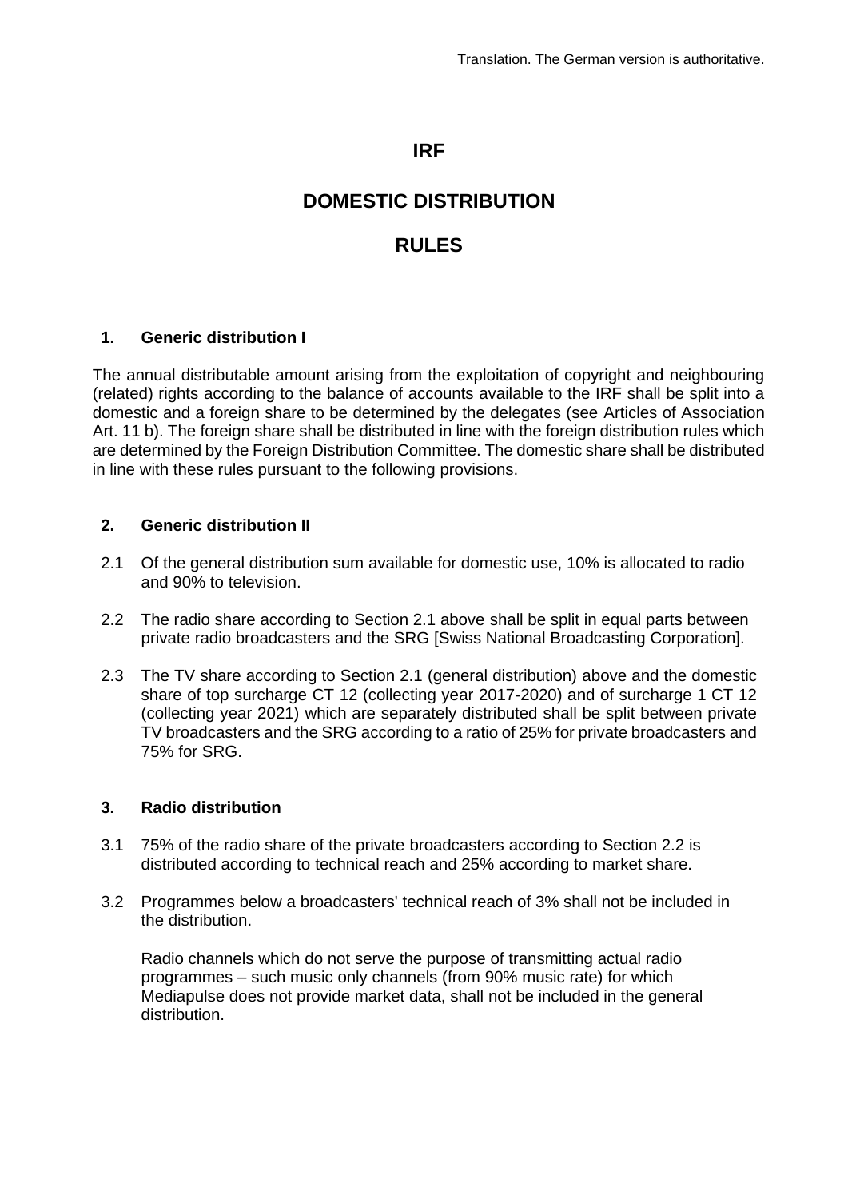Translation. The German version is authoritative.

# IRF

# DOMESTIC DISTRIBUTION RULES

## 1. Generic distribution I

The annual distributable amount arising from the exploitation of copyright and neighbouring (related) rights according to the balance of accounts available to the IRF shall be split into a domestic and a foreign share to be determined by the delegates (see Articles of Association Art. 11 b). The foreign share shall be distributed in line with the foreign distribution rules which are determined by the Foreign Distribution Committee. The domestic share shall be distributed in line with these rules pursuant to the following provisions.

## 2. Generic distribution II

2.1 Of the general distribution sum available for domestic use, 10% is allocated to radio and 90% to television.

2.2 The radio share according to Section 2.1 above shall be split in equal parts between private radio broadcasters and the SRG [Swiss National Broadcasting Corporation].

2.3 The TV share according to Section 2.1 (general distribution) above and the domestic share of top surcharge CT 12 (collecting year 2017-2020) and of surcharge 1 CT 12 (collecting year 2021) which are separately distributed shall be split between private TV broadcasters and the SRG according to a ratio of 25% for private broadcasters and 75% for SRG.

## 3. Radio distribution

3.1 75% of the radio share of the private broadcasters according to Section 2.2 is distributed according to technical reach and 25% according to market share.

3.2 Programmes below a broadcasters' technical reach of 3% shall not be included in the distribution.

Radio channels which do not serve the purpose of transmitting actual radio programmes – such music only channels (from 90% music rate) for which Mediapulse does not provide market data, shall not be included in the general distribution.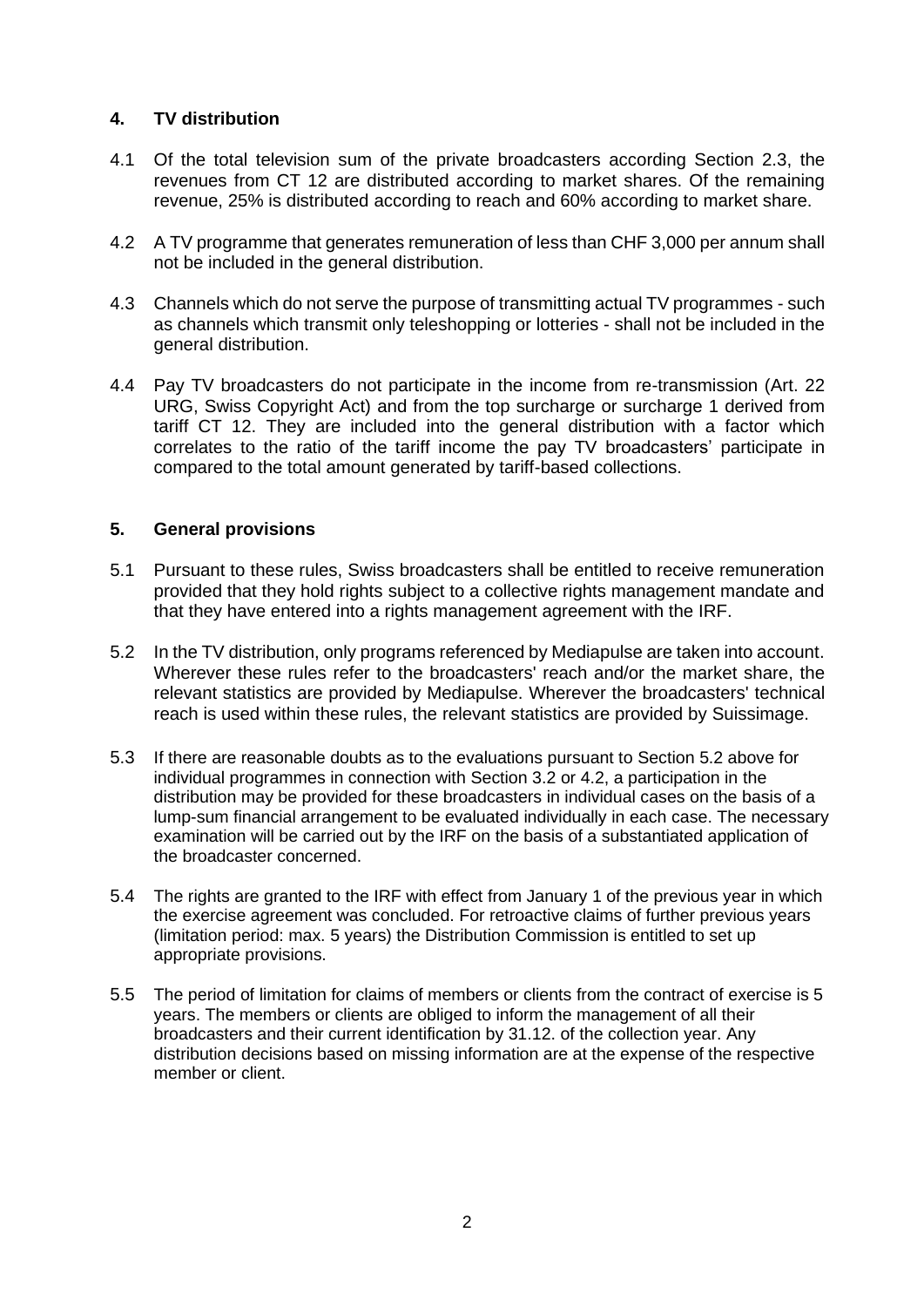## 4. TV distribution

4.1 Of the total television sum of the private broadcasters according Section 2.3, the revenues from CT 12 are distributed according to market shares. Of the remaining revenue, 25% is distributed according to reach and 60% according to market share.

4.2 A TV programme that generates remuneration of less than CHF 3,000 per annum shall not be included in the general distribution.

4.3 Channels which do not serve the purpose of transmitting actual TV programmes - such as channels which transmit only teleshopping or lotteries - shall not be included in the general distribution.

4.4 Pay TV broadcasters do not participate in the income from re-transmission (Art. 22 URG, Swiss Copyright Act) and from the top surcharge or surcharge 1 derived from tariff CT 12. They are included into the general distribution with a factor which correlates to the ratio of the tariff income the pay TV broadcasters' participate in compared to the total amount generated by tariff-based collections.

## 5. General provisions

5.1 Pursuant to these rules, Swiss broadcasters shall be entitled to receive remuneration provided that they hold rights subject to a collective rights management mandate and that they have entered into a rights management agreement with the IRF.

5.2 In the TV distribution, only programs referenced by Mediapulse are taken into account. Wherever these rules refer to the broadcasters' reach and/or the market share, the relevant statistics are provided by Mediapulse. Wherever the broadcasters' technical reach is used within these rules, the relevant statistics are provided by Suissimage.

5.3 If there are reasonable doubts as to the evaluations pursuant to Section 5.2 above for individual programmes in connection with Section 3.2 or 4.2, a participation in the distribution may be provided for these broadcasters in individual cases on the basis of a lump-sum financial arrangement to be evaluated individually in each case. The necessary examination will be carried out by the IRF on the basis of a substantiated application of the broadcaster concerned.

5.4 The rights are granted to the IRF with effect from January 1 of the previous year in which the exercise agreement was concluded. For retroactive claims of further previous years (limitation period: max. 5 years) the Distribution Commission is entitled to set up appropriate provisions.

5.5 The period of limitation for claims of members or clients from the contract of exercise is 5 years. The members or clients are obliged to inform the management of all their broadcasters and their current identification by 31.12. of the collection year. Any distribution decisions based on missing information are at the expense of the respective member or client.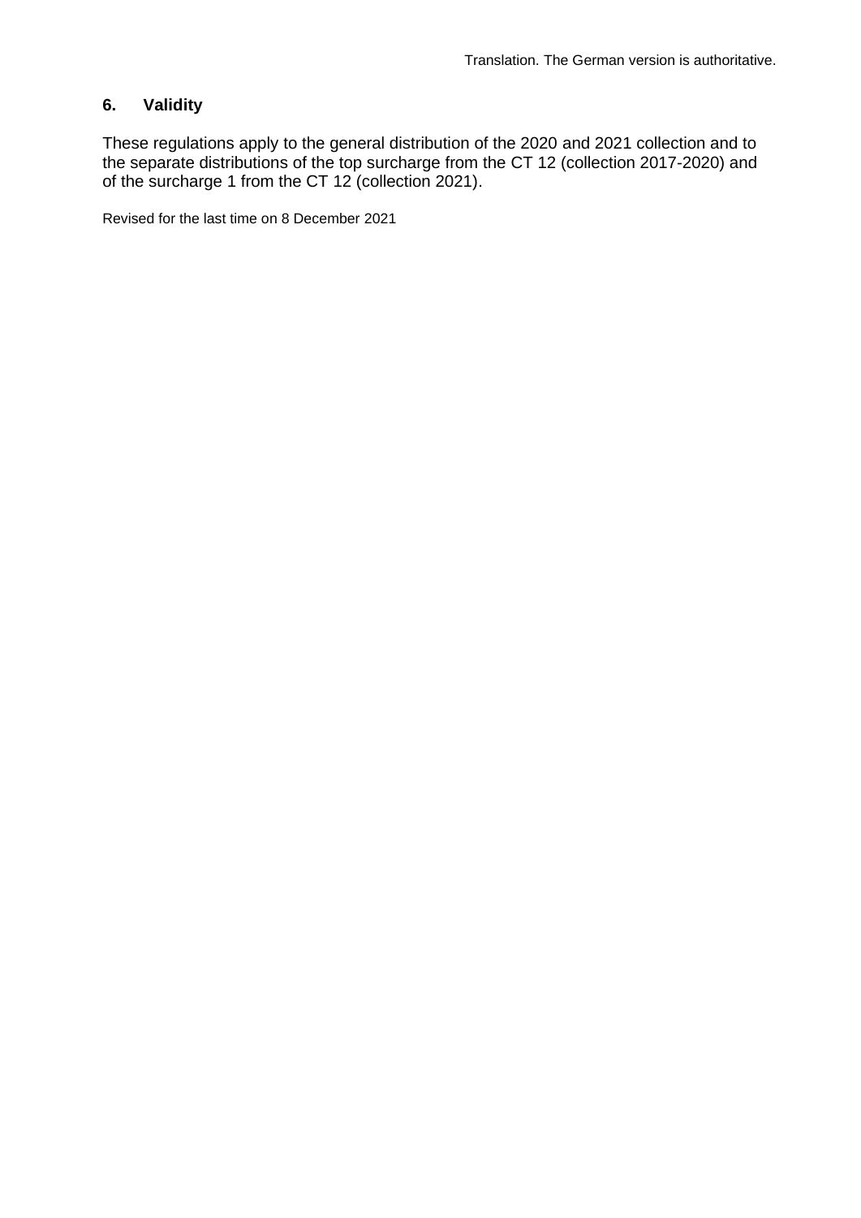## 6. Validity

These regulations apply to the general distribution of the 2020 and 2021 collection and to the separate distributions of the top surcharge from the CT 12 (collection 2017-2020) and of the surcharge 1 from the CT 12 (collection 2021).

Revised for the last time on 8 December 2021